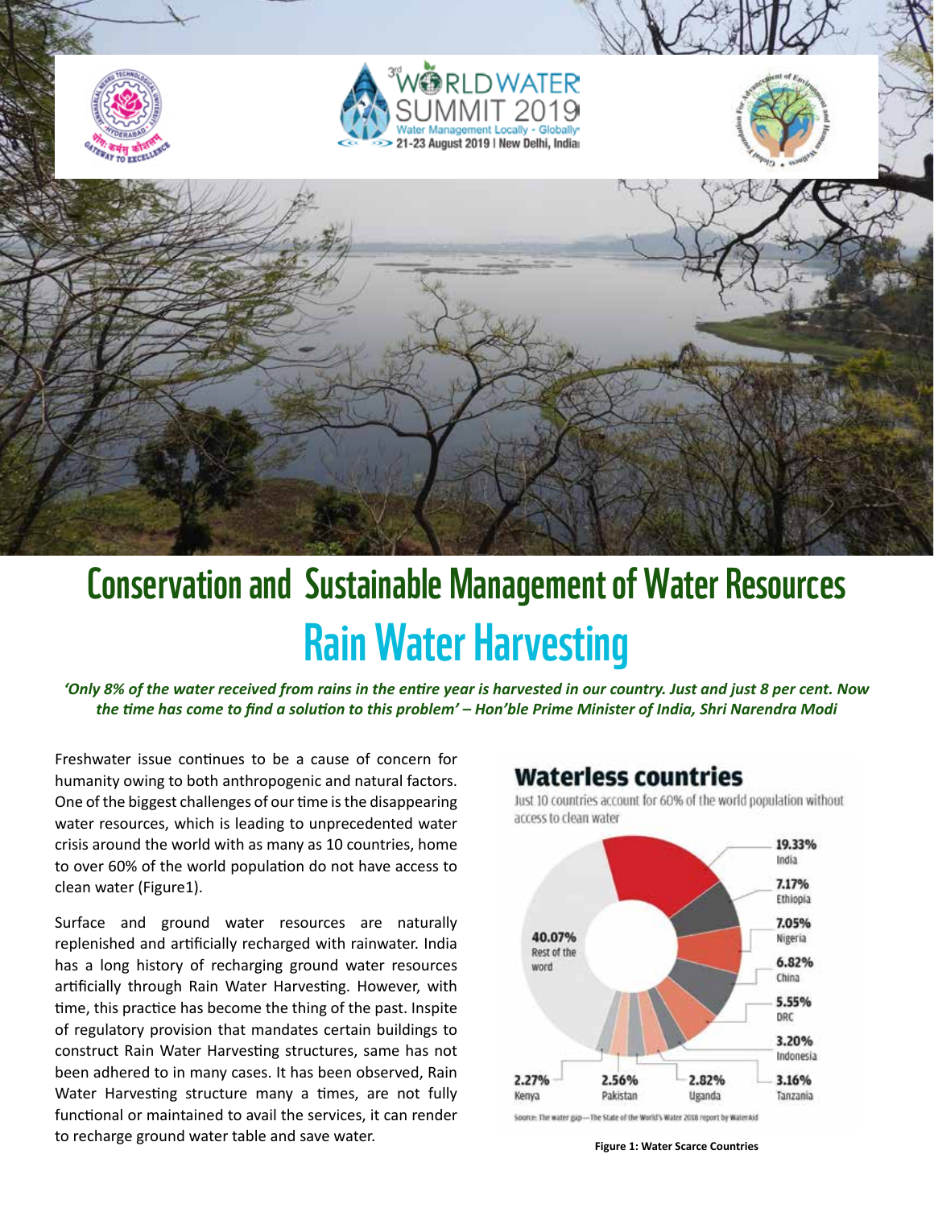# Conservation and Sustainable Management of Water Resources

# Rain Water Harvesting

*'Only 8% of the water received from rains in the entire year is harvested in our country. Just and just 8 per cent. Now the time has come to find a solution to this problem' – Hon'ble Prime Minister of India, Shri Narendra Modi*

Freshwater issue continues to be a cause of concern for humanity owing to both anthropogenic and natural factors. One of the biggest challenges of our time is the disappearing water resources, which is leading to unprecedented water crisis around the world with as many as 10 countries, home to over 60% of the world population do not have access to clean water (Figure1).

Surface and ground water resources are naturally replenished and artificially recharged with rainwater. India has a long history of recharging ground water resources artificially through Rain Water Harvesting. However, with time, this practice has become the thing of the past. Inspite of regulatory provision that mandates certain buildings to construct Rain Water Harvesting structures, same has not been adhered to in many cases. It has been observed, Rain Water Harvesting structure many a times, are not fully functional or maintained to avail the services, it can render to recharge ground water table and save water.

**Waterless countries**

Just 10 countries account for 60% of the world population without access to clean water

| Country | Share |
|---|---|
| India | 19.33% |
| Ethiopia | 7.17% |
| Nigeria | 7.05% |
| China | 6.82% |
| DRC | 5.55% |
| Indonesia | 3.20% |
| Tanzania | 3.16% |
| Uganda | 2.82% |
| Pakistan | 2.56% |
| Kenya | 2.27% |
| Rest of the word | 40.07% |

Source: The water gap—The State of the World's Water 2018 report by WaterAid

**Figure 1: Water Scarce Countries**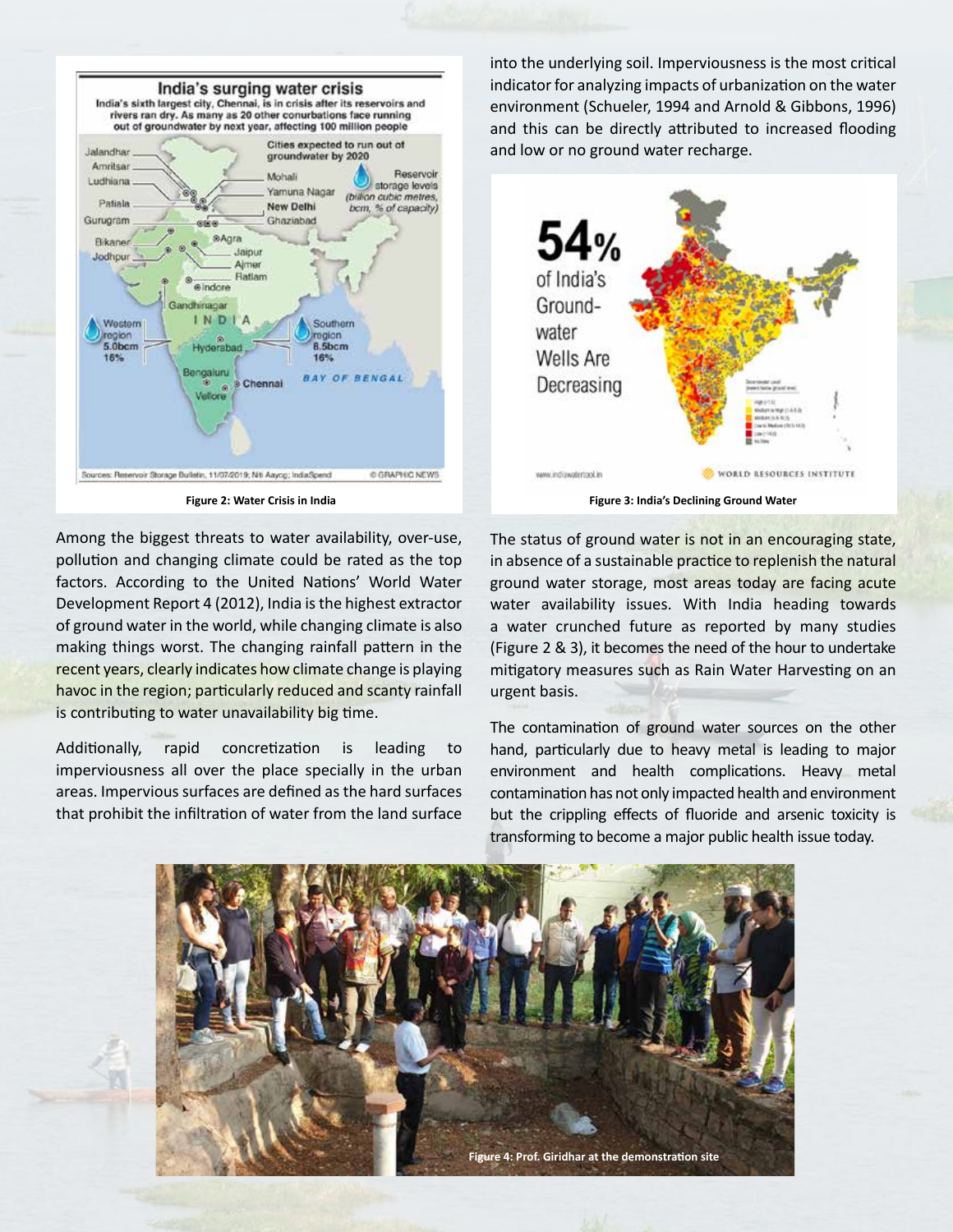Figure 2: Water Crisis in India

Figure 3: India's Declining Ground Water

Among the biggest threats to water availability, over-use, pollution and changing climate could be rated as the top factors. According to the United Nations' World Water Development Report 4 (2012), India is the highest extractor of ground water in the world, while changing climate is also making things worst. The changing rainfall pattern in the recent years, clearly indicates how climate change is playing havoc in the region; particularly reduced and scanty rainfall is contributing to water unavailability big time.

Additionally, rapid concretization is leading to imperviousness all over the place specially in the urban areas. Impervious surfaces are defined as the hard surfaces that prohibit the infiltration of water from the land surface into the underlying soil. Imperviousness is the most critical indicator for analyzing impacts of urbanization on the water environment (Schueler, 1994 and Arnold & Gibbons, 1996) and this can be directly attributed to increased flooding and low or no ground water recharge.

The status of ground water is not in an encouraging state, in absence of a sustainable practice to replenish the natural ground water storage, most areas today are facing acute water availability issues. With India heading towards a water crunched future as reported by many studies (Figure 2 & 3), it becomes the need of the hour to undertake mitigatory measures such as Rain Water Harvesting on an urgent basis.

The contamination of ground water sources on the other hand, particularly due to heavy metal is leading to major environment and health complications. Heavy metal contamination has not only impacted health and environment but the crippling effects of fluoride and arsenic toxicity is transforming to become a major public health issue today.

Figure 4: Prof. Giridhar at the demonstration site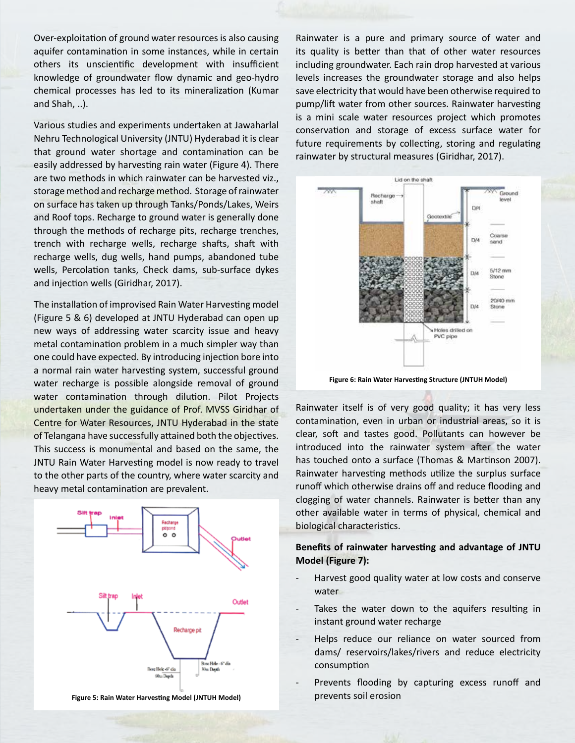Over-exploitation of ground water resources is also causing aquifer contamination in some instances, while in certain others its unscientific development with insufficient knowledge of groundwater flow dynamic and geo-hydro chemical processes has led to its mineralization (Kumar and Shah, ..).

Various studies and experiments undertaken at Jawaharlal Nehru Technological University (JNTU) Hyderabad it is clear that ground water shortage and contamination can be easily addressed by harvesting rain water (Figure 4). There are two methods in which rainwater can be harvested viz., storage method and recharge method. Storage of rainwater on surface has taken up through Tanks/Ponds/Lakes, Weirs and Roof tops. Recharge to ground water is generally done through the methods of recharge pits, recharge trenches, trench with recharge wells, recharge shafts, shaft with recharge wells, dug wells, hand pumps, abandoned tube wells, Percolation tanks, Check dams, sub-surface dykes and injection wells (Giridhar, 2017).

The installation of improvised Rain Water Harvesting model (Figure 5 & 6) developed at JNTU Hyderabad can open up new ways of addressing water scarcity issue and heavy metal contamination problem in a much simpler way than one could have expected. By introducing injection bore into a normal rain water harvesting system, successful ground water recharge is possible alongside removal of ground water contamination through dilution. Pilot Projects undertaken under the guidance of Prof. MVSS Giridhar of Centre for Water Resources, JNTU Hyderabad in the state of Telangana have successfully attained both the objectives. This success is monumental and based on the same, the JNTU Rain Water Harvesting model is now ready to travel to the other parts of the country, where water scarcity and heavy metal contamination are prevalent.

Figure 5: Rain Water Harvesting Model (JNTUH Model)

Rainwater is a pure and primary source of water and its quality is better than that of other water resources including groundwater. Each rain drop harvested at various levels increases the groundwater storage and also helps save electricity that would have been otherwise required to pump/lift water from other sources. Rainwater harvesting is a mini scale water resources project which promotes conservation and storage of excess surface water for future requirements by collecting, storing and regulating rainwater by structural measures (Giridhar, 2017).

Figure 6: Rain Water Harvesting Structure (JNTUH Model)

Rainwater itself is of very good quality; it has very less contamination, even in urban or industrial areas, so it is clear, soft and tastes good. Pollutants can however be introduced into the rainwater system after the water has touched onto a surface (Thomas & Martinson 2007). Rainwater harvesting methods utilize the surplus surface runoff which otherwise drains off and reduce flooding and clogging of water channels. Rainwater is better than any other available water in terms of physical, chemical and biological characteristics.

**Benefits of rainwater harvesting and advantage of JNTU Model (Figure 7):**

- Harvest good quality water at low costs and conserve water
- Takes the water down to the aquifers resulting in instant ground water recharge
- Helps reduce our reliance on water sourced from dams/ reservoirs/lakes/rivers and reduce electricity consumption
- Prevents flooding by capturing excess runoff and prevents soil erosion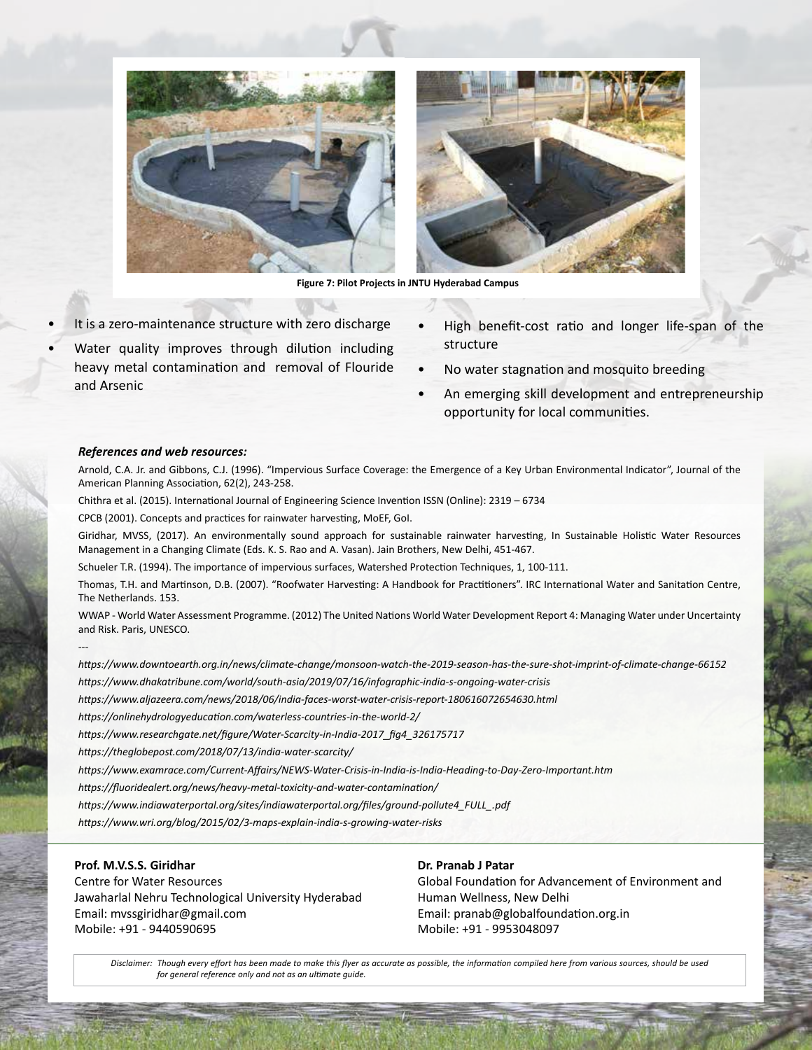Figure 7: Pilot Projects in JNTU Hyderabad Campus

- It is a zero-maintenance structure with zero discharge
- Water quality improves through dilution including heavy metal contamination and removal of Flouride and Arsenic
- High benefit-cost ratio and longer life-span of the structure
- No water stagnation and mosquito breeding
- An emerging skill development and entrepreneurship opportunity for local communities.

***References and web resources:***

Arnold, C.A. Jr. and Gibbons, C.J. (1996). "Impervious Surface Coverage: the Emergence of a Key Urban Environmental Indicator", Journal of the American Planning Association, 62(2), 243-258.

Chithra et al. (2015). International Journal of Engineering Science Invention ISSN (Online): 2319 – 6734

CPCB (2001). Concepts and practices for rainwater harvesting, MoEF, GoI.

Giridhar, MVSS, (2017). An environmentally sound approach for sustainable rainwater harvesting, In Sustainable Holistic Water Resources Management in a Changing Climate (Eds. K. S. Rao and A. Vasan). Jain Brothers, New Delhi, 451-467.

Schueler T.R. (1994). The importance of impervious surfaces, Watershed Protection Techniques, 1, 100-111.

Thomas, T.H. and Martinson, D.B. (2007). "Roofwater Harvesting: A Handbook for Practitioners". IRC International Water and Sanitation Centre, The Netherlands. 153.

WWAP - World Water Assessment Programme. (2012) The United Nations World Water Development Report 4: Managing Water under Uncertainty and Risk. Paris, UNESCO.

---

*https://www.downtoearth.org.in/news/climate-change/monsoon-watch-the-2019-season-has-the-sure-shot-imprint-of-climate-change-66152*

*https://www.dhakatribune.com/world/south-asia/2019/07/16/infographic-india-s-ongoing-water-crisis*

*https://www.aljazeera.com/news/2018/06/india-faces-worst-water-crisis-report-180616072654630.html*

*https://onlinehydrologyeducation.com/waterless-countries-in-the-world-2/*

*https://www.researchgate.net/figure/Water-Scarcity-in-India-2017_fig4_326175717*

*https://theglobepost.com/2018/07/13/india-water-scarcity/*

*https://www.examrace.com/Current-Affairs/NEWS-Water-Crisis-in-India-is-India-Heading-to-Day-Zero-Important.htm*

*https://fluoridealert.org/news/heavy-metal-toxicity-and-water-contamination/*

*https://www.indiawaterportal.org/sites/indiawaterportal.org/files/ground-pollute4_FULL_.pdf*

*https://www.wri.org/blog/2015/02/3-maps-explain-india-s-growing-water-risks*

**Prof. M.V.S.S. Giridhar**
Centre for Water Resources
Jawaharlal Nehru Technological University Hyderabad
Email: mvssgiridhar@gmail.com
Mobile: +91 - 9440590695

**Dr. Pranab J Patar**
Global Foundation for Advancement of Environment and Human Wellness, New Delhi
Email: pranab@globalfoundation.org.in
Mobile: +91 - 9953048097

*Disclaimer: Though every effort has been made to make this flyer as accurate as possible, the information compiled here from various sources, should be used for general reference only and not as an ultimate guide.*